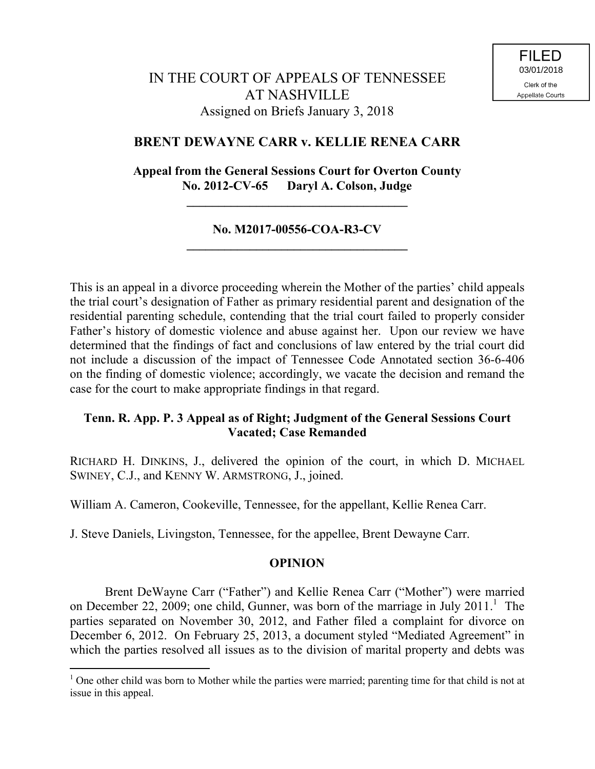FILED
03/01/2018
Clerk of the
Appellate Courts

# IN THE COURT OF APPEALS OF TENNESSEE AT NASHVILLE

Assigned on Briefs January 3, 2018

## BRENT DEWAYNE CARR v. KELLIE RENEA CARR

**Appeal from the General Sessions Court for Overton County**
**No. 2012-CV-65 Daryl A. Colson, Judge**

---

**No. M2017-00556-COA-R3-CV**

---

This is an appeal in a divorce proceeding wherein the Mother of the parties' child appeals the trial court's designation of Father as primary residential parent and designation of the residential parenting schedule, contending that the trial court failed to properly consider Father's history of domestic violence and abuse against her. Upon our review we have determined that the findings of fact and conclusions of law entered by the trial court did not include a discussion of the impact of Tennessee Code Annotated section 36-6-406 on the finding of domestic violence; accordingly, we vacate the decision and remand the case for the court to make appropriate findings in that regard.

**Tenn. R. App. P. 3 Appeal as of Right; Judgment of the General Sessions Court Vacated; Case Remanded**

RICHARD H. DINKINS, J., delivered the opinion of the court, in which D. MICHAEL SWINEY, C.J., and KENNY W. ARMSTRONG, J., joined.

William A. Cameron, Cookeville, Tennessee, for the appellant, Kellie Renea Carr.

J. Steve Daniels, Livingston, Tennessee, for the appellee, Brent Dewayne Carr.

## OPINION

Brent DeWayne Carr ("Father") and Kellie Renea Carr ("Mother") were married on December 22, 2009; one child, Gunner, was born of the marriage in July 2011.[1] The parties separated on November 30, 2012, and Father filed a complaint for divorce on December 6, 2012. On February 25, 2013, a document styled "Mediated Agreement" in which the parties resolved all issues as to the division of marital property and debts was

---

[1] One other child was born to Mother while the parties were married; parenting time for that child is not at issue in this appeal.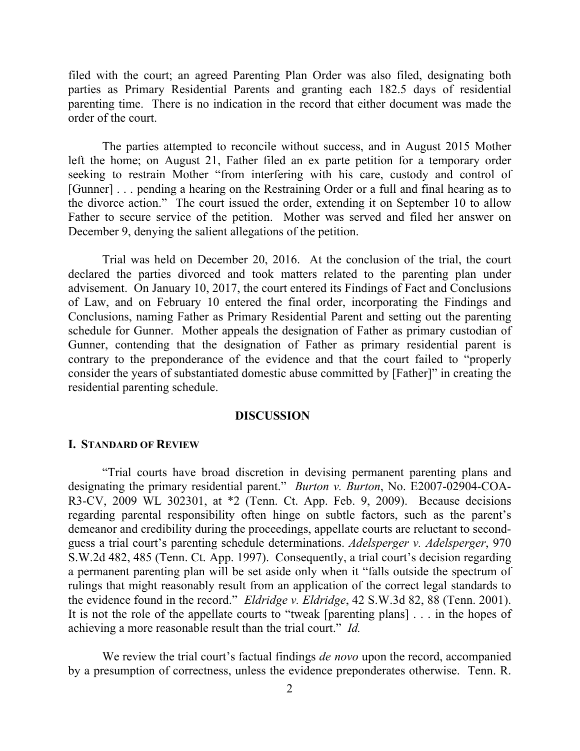filed with the court; an agreed Parenting Plan Order was also filed, designating both parties as Primary Residential Parents and granting each 182.5 days of residential parenting time. There is no indication in the record that either document was made the order of the court.

The parties attempted to reconcile without success, and in August 2015 Mother left the home; on August 21, Father filed an ex parte petition for a temporary order seeking to restrain Mother "from interfering with his care, custody and control of [Gunner] . . . pending a hearing on the Restraining Order or a full and final hearing as to the divorce action." The court issued the order, extending it on September 10 to allow Father to secure service of the petition. Mother was served and filed her answer on December 9, denying the salient allegations of the petition.

Trial was held on December 20, 2016. At the conclusion of the trial, the court declared the parties divorced and took matters related to the parenting plan under advisement. On January 10, 2017, the court entered its Findings of Fact and Conclusions of Law, and on February 10 entered the final order, incorporating the Findings and Conclusions, naming Father as Primary Residential Parent and setting out the parenting schedule for Gunner. Mother appeals the designation of Father as primary custodian of Gunner, contending that the designation of Father as primary residential parent is contrary to the preponderance of the evidence and that the court failed to "properly consider the years of substantiated domestic abuse committed by [Father]" in creating the residential parenting schedule.

## DISCUSSION

### I. STANDARD OF REVIEW

"Trial courts have broad discretion in devising permanent parenting plans and designating the primary residential parent." *Burton v. Burton*, No. E2007-02904-COA-R3-CV, 2009 WL 302301, at *2 (Tenn. Ct. App. Feb. 9, 2009). Because decisions regarding parental responsibility often hinge on subtle factors, such as the parent's demeanor and credibility during the proceedings, appellate courts are reluctant to second-guess a trial court's parenting schedule determinations. *Adelsperger v. Adelsperger*, 970 S.W.2d 482, 485 (Tenn. Ct. App. 1997). Consequently, a trial court's decision regarding a permanent parenting plan will be set aside only when it "falls outside the spectrum of rulings that might reasonably result from an application of the correct legal standards to the evidence found in the record." *Eldridge v. Eldridge*, 42 S.W.3d 82, 88 (Tenn. 2001). It is not the role of the appellate courts to "tweak [parenting plans] . . . in the hopes of achieving a more reasonable result than the trial court." *Id.*

We review the trial court's factual findings *de novo* upon the record, accompanied by a presumption of correctness, unless the evidence preponderates otherwise. Tenn. R.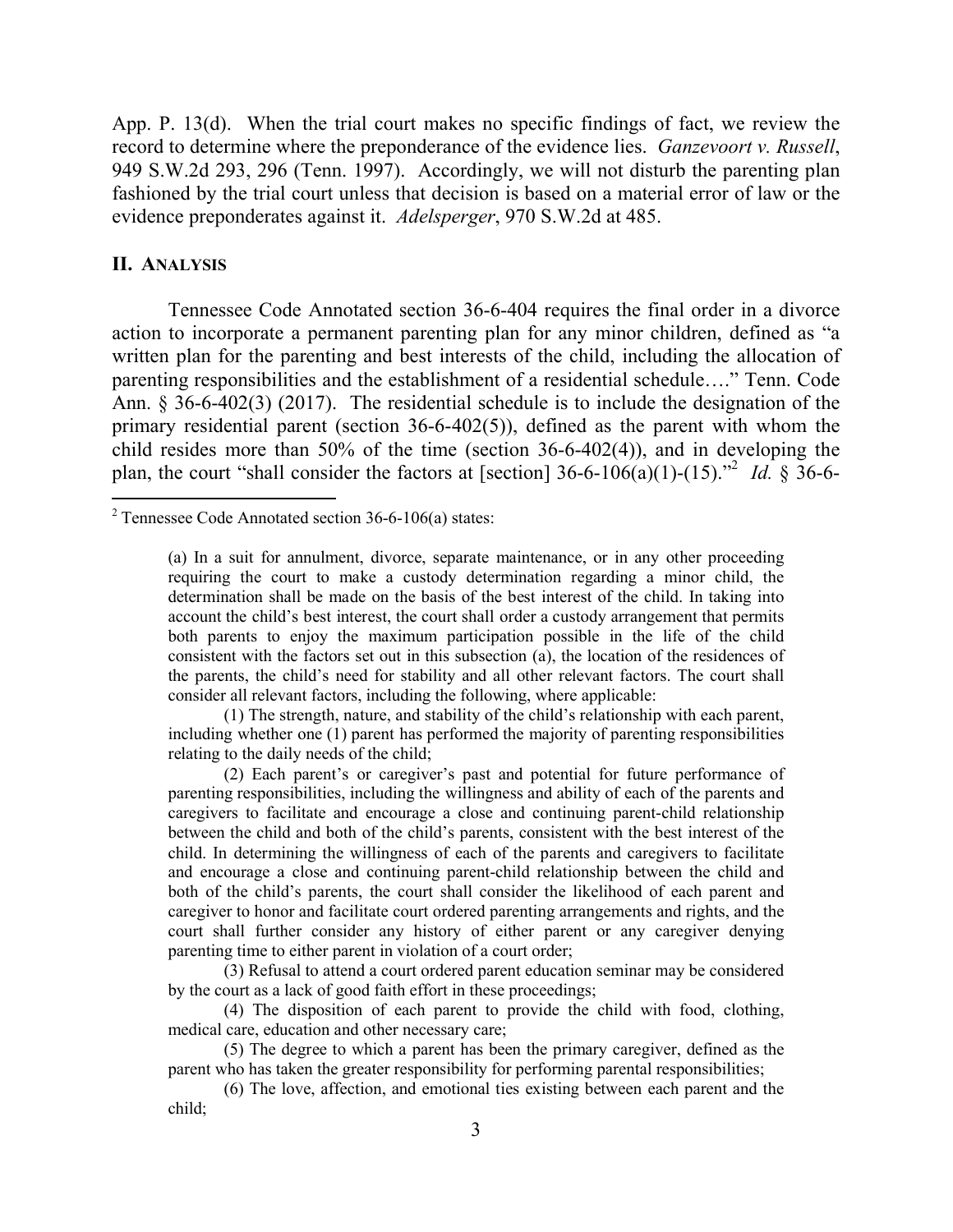App. P. 13(d). When the trial court makes no specific findings of fact, we review the record to determine where the preponderance of the evidence lies. *Ganzevoort v. Russell*, 949 S.W.2d 293, 296 (Tenn. 1997). Accordingly, we will not disturb the parenting plan fashioned by the trial court unless that decision is based on a material error of law or the evidence preponderates against it. *Adelsperger*, 970 S.W.2d at 485.

## II. ANALYSIS

Tennessee Code Annotated section 36-6-404 requires the final order in a divorce action to incorporate a permanent parenting plan for any minor children, defined as "a written plan for the parenting and best interests of the child, including the allocation of parenting responsibilities and the establishment of a residential schedule…." Tenn. Code Ann. § 36-6-402(3) (2017). The residential schedule is to include the designation of the primary residential parent (section 36-6-402(5)), defined as the parent with whom the child resides more than 50% of the time (section 36-6-402(4)), and in developing the plan, the court "shall consider the factors at [section] 36-6-106(a)(1)-(15)."[2] *Id.* § 36-6-

---

[2] Tennessee Code Annotated section 36-6-106(a) states:

> (a) In a suit for annulment, divorce, separate maintenance, or in any other proceeding requiring the court to make a custody determination regarding a minor child, the determination shall be made on the basis of the best interest of the child. In taking into account the child's best interest, the court shall order a custody arrangement that permits both parents to enjoy the maximum participation possible in the life of the child consistent with the factors set out in this subsection (a), the location of the residences of the parents, the child's need for stability and all other relevant factors. The court shall consider all relevant factors, including the following, where applicable:
>
> (1) The strength, nature, and stability of the child's relationship with each parent, including whether one (1) parent has performed the majority of parenting responsibilities relating to the daily needs of the child;
>
> (2) Each parent's or caregiver's past and potential for future performance of parenting responsibilities, including the willingness and ability of each of the parents and caregivers to facilitate and encourage a close and continuing parent-child relationship between the child and both of the child's parents, consistent with the best interest of the child. In determining the willingness of each of the parents and caregivers to facilitate and encourage a close and continuing parent-child relationship between the child and both of the child's parents, the court shall consider the likelihood of each parent and caregiver to honor and facilitate court ordered parenting arrangements and rights, and the court shall further consider any history of either parent or any caregiver denying parenting time to either parent in violation of a court order;
>
> (3) Refusal to attend a court ordered parent education seminar may be considered by the court as a lack of good faith effort in these proceedings;
>
> (4) The disposition of each parent to provide the child with food, clothing, medical care, education and other necessary care;
>
> (5) The degree to which a parent has been the primary caregiver, defined as the parent who has taken the greater responsibility for performing parental responsibilities;
>
> (6) The love, affection, and emotional ties existing between each parent and the child;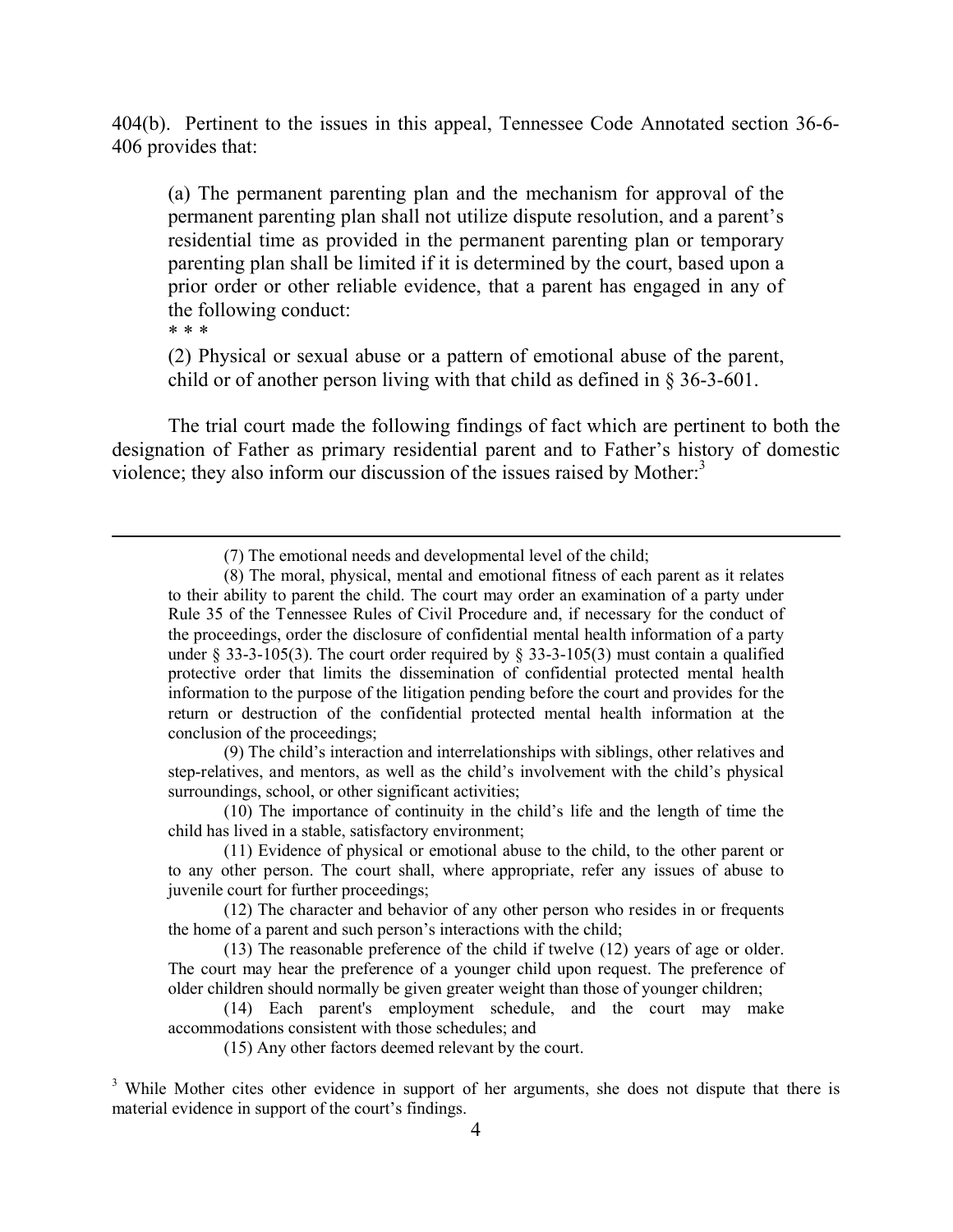404(b). Pertinent to the issues in this appeal, Tennessee Code Annotated section 36-6-406 provides that:

> (a) The permanent parenting plan and the mechanism for approval of the permanent parenting plan shall not utilize dispute resolution, and a parent's residential time as provided in the permanent parenting plan or temporary parenting plan shall be limited if it is determined by the court, based upon a prior order or other reliable evidence, that a parent has engaged in any of the following conduct:
>
> * * *
>
> (2) Physical or sexual abuse or a pattern of emotional abuse of the parent, child or of another person living with that child as defined in § 36-3-601.

The trial court made the following findings of fact which are pertinent to both the designation of Father as primary residential parent and to Father's history of domestic violence; they also inform our discussion of the issues raised by Mother:[3]

---

(7) The emotional needs and developmental level of the child;

(8) The moral, physical, mental and emotional fitness of each parent as it relates to their ability to parent the child. The court may order an examination of a party under Rule 35 of the Tennessee Rules of Civil Procedure and, if necessary for the conduct of the proceedings, order the disclosure of confidential mental health information of a party under § 33-3-105(3). The court order required by § 33-3-105(3) must contain a qualified protective order that limits the dissemination of confidential protected mental health information to the purpose of the litigation pending before the court and provides for the return or destruction of the confidential protected mental health information at the conclusion of the proceedings;

(9) The child's interaction and interrelationships with siblings, other relatives and step-relatives, and mentors, as well as the child's involvement with the child's physical surroundings, school, or other significant activities;

(10) The importance of continuity in the child's life and the length of time the child has lived in a stable, satisfactory environment;

(11) Evidence of physical or emotional abuse to the child, to the other parent or to any other person. The court shall, where appropriate, refer any issues of abuse to juvenile court for further proceedings;

(12) The character and behavior of any other person who resides in or frequents the home of a parent and such person's interactions with the child;

(13) The reasonable preference of the child if twelve (12) years of age or older. The court may hear the preference of a younger child upon request. The preference of older children should normally be given greater weight than those of younger children;

(14) Each parent's employment schedule, and the court may make accommodations consistent with those schedules; and

(15) Any other factors deemed relevant by the court.

[3] While Mother cites other evidence in support of her arguments, she does not dispute that there is material evidence in support of the court's findings.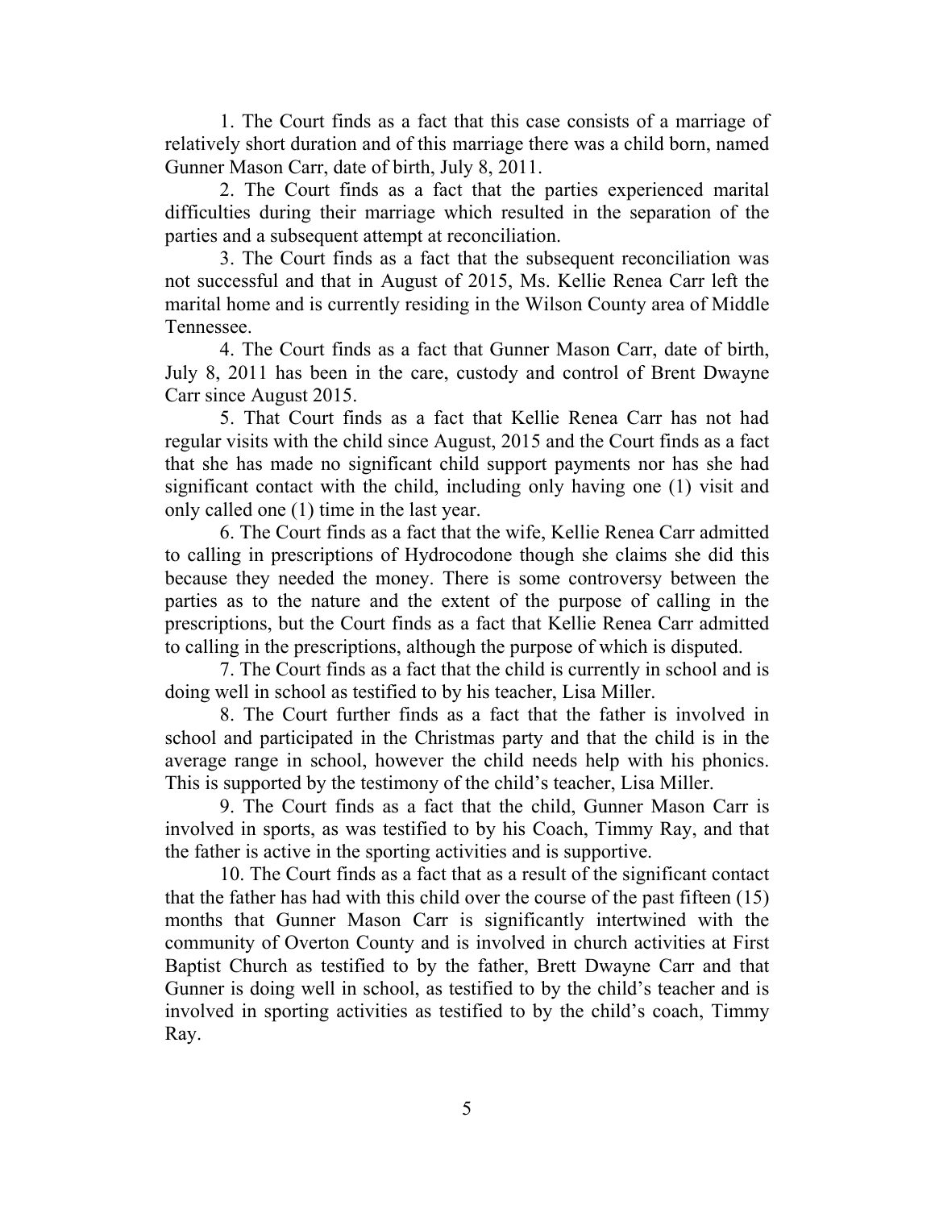1. The Court finds as a fact that this case consists of a marriage of relatively short duration and of this marriage there was a child born, named Gunner Mason Carr, date of birth, July 8, 2011.

2. The Court finds as a fact that the parties experienced marital difficulties during their marriage which resulted in the separation of the parties and a subsequent attempt at reconciliation.

3. The Court finds as a fact that the subsequent reconciliation was not successful and that in August of 2015, Ms. Kellie Renea Carr left the marital home and is currently residing in the Wilson County area of Middle Tennessee.

4. The Court finds as a fact that Gunner Mason Carr, date of birth, July 8, 2011 has been in the care, custody and control of Brent Dwayne Carr since August 2015.

5. That Court finds as a fact that Kellie Renea Carr has not had regular visits with the child since August, 2015 and the Court finds as a fact that she has made no significant child support payments nor has she had significant contact with the child, including only having one (1) visit and only called one (1) time in the last year.

6. The Court finds as a fact that the wife, Kellie Renea Carr admitted to calling in prescriptions of Hydrocodone though she claims she did this because they needed the money. There is some controversy between the parties as to the nature and the extent of the purpose of calling in the prescriptions, but the Court finds as a fact that Kellie Renea Carr admitted to calling in the prescriptions, although the purpose of which is disputed.

7. The Court finds as a fact that the child is currently in school and is doing well in school as testified to by his teacher, Lisa Miller.

8. The Court further finds as a fact that the father is involved in school and participated in the Christmas party and that the child is in the average range in school, however the child needs help with his phonics. This is supported by the testimony of the child's teacher, Lisa Miller.

9. The Court finds as a fact that the child, Gunner Mason Carr is involved in sports, as was testified to by his Coach, Timmy Ray, and that the father is active in the sporting activities and is supportive.

10. The Court finds as a fact that as a result of the significant contact that the father has had with this child over the course of the past fifteen (15) months that Gunner Mason Carr is significantly intertwined with the community of Overton County and is involved in church activities at First Baptist Church as testified to by the father, Brett Dwayne Carr and that Gunner is doing well in school, as testified to by the child's teacher and is involved in sporting activities as testified to by the child's coach, Timmy Ray.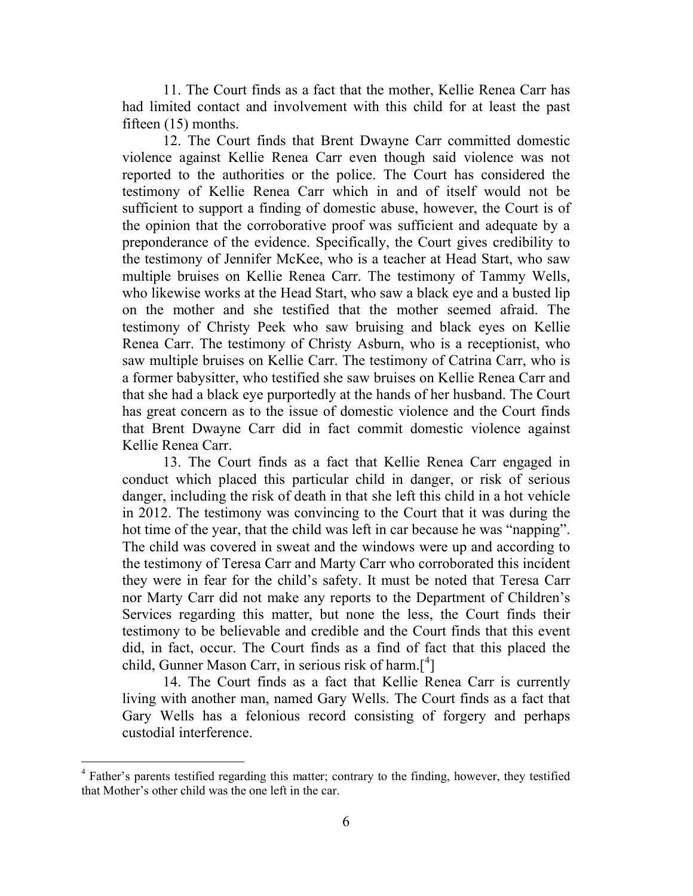11. The Court finds as a fact that the mother, Kellie Renea Carr has had limited contact and involvement with this child for at least the past fifteen (15) months.

12. The Court finds that Brent Dwayne Carr committed domestic violence against Kellie Renea Carr even though said violence was not reported to the authorities or the police. The Court has considered the testimony of Kellie Renea Carr which in and of itself would not be sufficient to support a finding of domestic abuse, however, the Court is of the opinion that the corroborative proof was sufficient and adequate by a preponderance of the evidence. Specifically, the Court gives credibility to the testimony of Jennifer McKee, who is a teacher at Head Start, who saw multiple bruises on Kellie Renea Carr. The testimony of Tammy Wells, who likewise works at the Head Start, who saw a black eye and a busted lip on the mother and she testified that the mother seemed afraid. The testimony of Christy Peek who saw bruising and black eyes on Kellie Renea Carr. The testimony of Christy Asburn, who is a receptionist, who saw multiple bruises on Kellie Carr. The testimony of Catrina Carr, who is a former babysitter, who testified she saw bruises on Kellie Renea Carr and that she had a black eye purportedly at the hands of her husband. The Court has great concern as to the issue of domestic violence and the Court finds that Brent Dwayne Carr did in fact commit domestic violence against Kellie Renea Carr.

13. The Court finds as a fact that Kellie Renea Carr engaged in conduct which placed this particular child in danger, or risk of serious danger, including the risk of death in that she left this child in a hot vehicle in 2012. The testimony was convincing to the Court that it was during the hot time of the year, that the child was left in car because he was "napping". The child was covered in sweat and the windows were up and according to the testimony of Teresa Carr and Marty Carr who corroborated this incident they were in fear for the child's safety. It must be noted that Teresa Carr nor Marty Carr did not make any reports to the Department of Children's Services regarding this matter, but none the less, the Court finds their testimony to be believable and credible and the Court finds that this event did, in fact, occur. The Court finds as a find of fact that this placed the child, Gunner Mason Carr, in serious risk of harm.[4]

14. The Court finds as a fact that Kellie Renea Carr is currently living with another man, named Gary Wells. The Court finds as a fact that Gary Wells has a felonious record consisting of forgery and perhaps custodial interference.

---

[4] Father's parents testified regarding this matter; contrary to the finding, however, they testified that Mother's other child was the one left in the car.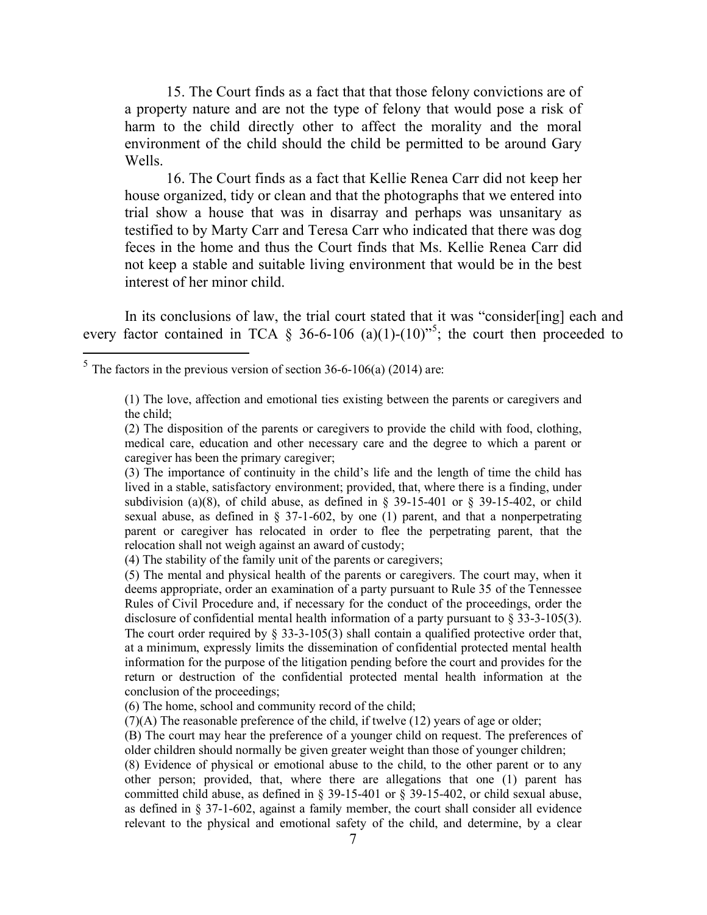15. The Court finds as a fact that that those felony convictions are of a property nature and are not the type of felony that would pose a risk of harm to the child directly other to affect the morality and the moral environment of the child should the child be permitted to be around Gary Wells.

16. The Court finds as a fact that Kellie Renea Carr did not keep her house organized, tidy or clean and that the photographs that we entered into trial show a house that was in disarray and perhaps was unsanitary as testified to by Marty Carr and Teresa Carr who indicated that there was dog feces in the home and thus the Court finds that Ms. Kellie Renea Carr did not keep a stable and suitable living environment that would be in the best interest of her minor child.

In its conclusions of law, the trial court stated that it was "consider[ing] each and every factor contained in TCA § 36-6-106 (a)(1)-(10)"[5]; the court then proceeded to

---

[5] The factors in the previous version of section 36-6-106(a) (2014) are:

> (1) The love, affection and emotional ties existing between the parents or caregivers and the child;
>
> (2) The disposition of the parents or caregivers to provide the child with food, clothing, medical care, education and other necessary care and the degree to which a parent or caregiver has been the primary caregiver;
>
> (3) The importance of continuity in the child's life and the length of time the child has lived in a stable, satisfactory environment; provided, that, where there is a finding, under subdivision (a)(8), of child abuse, as defined in § 39-15-401 or § 39-15-402, or child sexual abuse, as defined in § 37-1-602, by one (1) parent, and that a nonperpetrating parent or caregiver has relocated in order to flee the perpetrating parent, that the relocation shall not weigh against an award of custody;
>
> (4) The stability of the family unit of the parents or caregivers;
>
> (5) The mental and physical health of the parents or caregivers. The court may, when it deems appropriate, order an examination of a party pursuant to Rule 35 of the Tennessee Rules of Civil Procedure and, if necessary for the conduct of the proceedings, order the disclosure of confidential mental health information of a party pursuant to § 33-3-105(3). The court order required by § 33-3-105(3) shall contain a qualified protective order that, at a minimum, expressly limits the dissemination of confidential protected mental health information for the purpose of the litigation pending before the court and provides for the return or destruction of the confidential protected mental health information at the conclusion of the proceedings;
>
> (6) The home, school and community record of the child;
>
> (7)(A) The reasonable preference of the child, if twelve (12) years of age or older;
>
> (B) The court may hear the preference of a younger child on request. The preferences of older children should normally be given greater weight than those of younger children;
>
> (8) Evidence of physical or emotional abuse to the child, to the other parent or to any other person; provided, that, where there are allegations that one (1) parent has committed child abuse, as defined in § 39-15-401 or § 39-15-402, or child sexual abuse, as defined in § 37-1-602, against a family member, the court shall consider all evidence relevant to the physical and emotional safety of the child, and determine, by a clear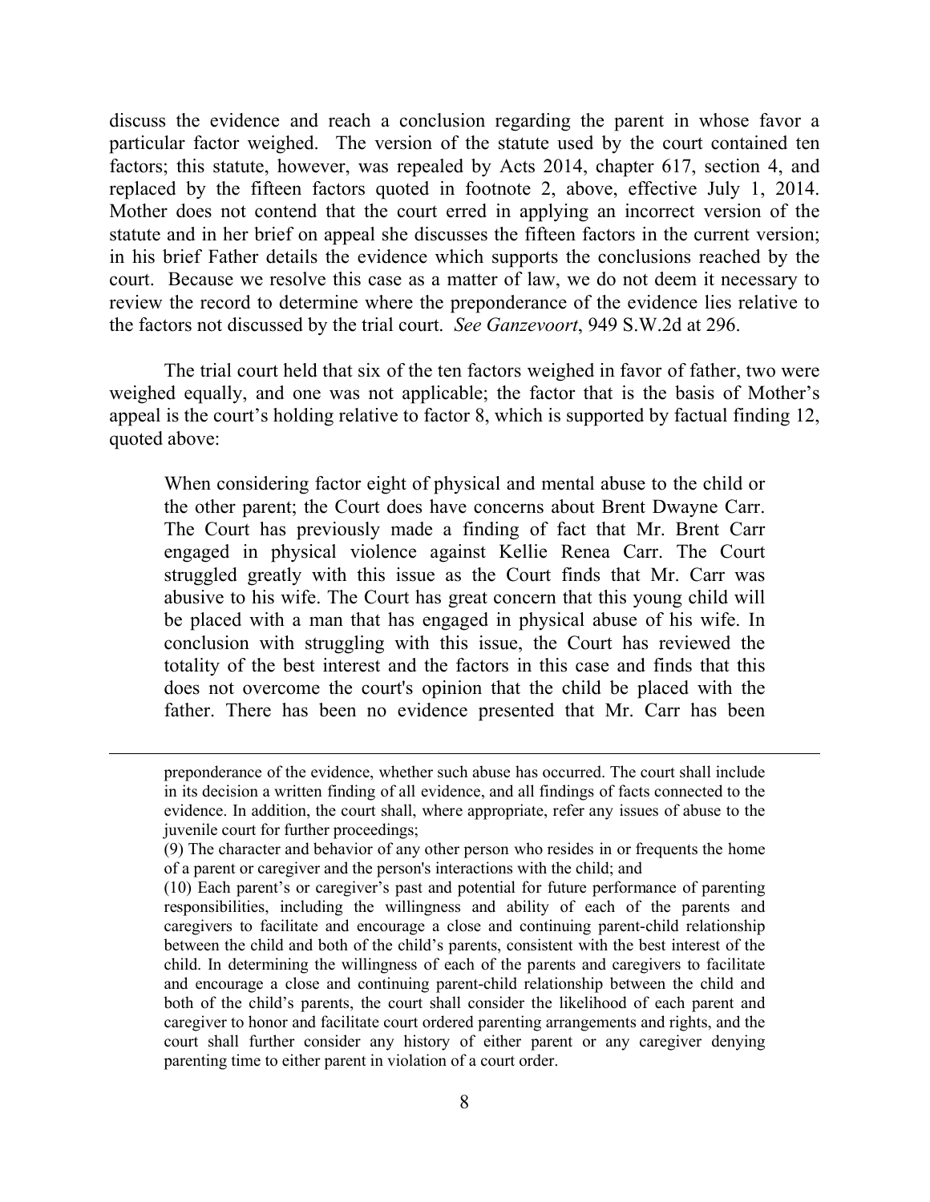discuss the evidence and reach a conclusion regarding the parent in whose favor a particular factor weighed. The version of the statute used by the court contained ten factors; this statute, however, was repealed by Acts 2014, chapter 617, section 4, and replaced by the fifteen factors quoted in footnote 2, above, effective July 1, 2014. Mother does not contend that the court erred in applying an incorrect version of the statute and in her brief on appeal she discusses the fifteen factors in the current version; in his brief Father details the evidence which supports the conclusions reached by the court. Because we resolve this case as a matter of law, we do not deem it necessary to review the record to determine where the preponderance of the evidence lies relative to the factors not discussed by the trial court. *See Ganzevoort*, 949 S.W.2d at 296.

The trial court held that six of the ten factors weighed in favor of father, two were weighed equally, and one was not applicable; the factor that is the basis of Mother's appeal is the court's holding relative to factor 8, which is supported by factual finding 12, quoted above:

> When considering factor eight of physical and mental abuse to the child or the other parent; the Court does have concerns about Brent Dwayne Carr. The Court has previously made a finding of fact that Mr. Brent Carr engaged in physical violence against Kellie Renea Carr. The Court struggled greatly with this issue as the Court finds that Mr. Carr was abusive to his wife. The Court has great concern that this young child will be placed with a man that has engaged in physical abuse of his wife. In conclusion with struggling with this issue, the Court has reviewed the totality of the best interest and the factors in this case and finds that this does not overcome the court's opinion that the child be placed with the father. There has been no evidence presented that Mr. Carr has been

---

preponderance of the evidence, whether such abuse has occurred. The court shall include in its decision a written finding of all evidence, and all findings of facts connected to the evidence. In addition, the court shall, where appropriate, refer any issues of abuse to the juvenile court for further proceedings;

(9) The character and behavior of any other person who resides in or frequents the home of a parent or caregiver and the person's interactions with the child; and

(10) Each parent's or caregiver's past and potential for future performance of parenting responsibilities, including the willingness and ability of each of the parents and caregivers to facilitate and encourage a close and continuing parent-child relationship between the child and both of the child's parents, consistent with the best interest of the child. In determining the willingness of each of the parents and caregivers to facilitate and encourage a close and continuing parent-child relationship between the child and both of the child's parents, the court shall consider the likelihood of each parent and caregiver to honor and facilitate court ordered parenting arrangements and rights, and the court shall further consider any history of either parent or any caregiver denying parenting time to either parent in violation of a court order.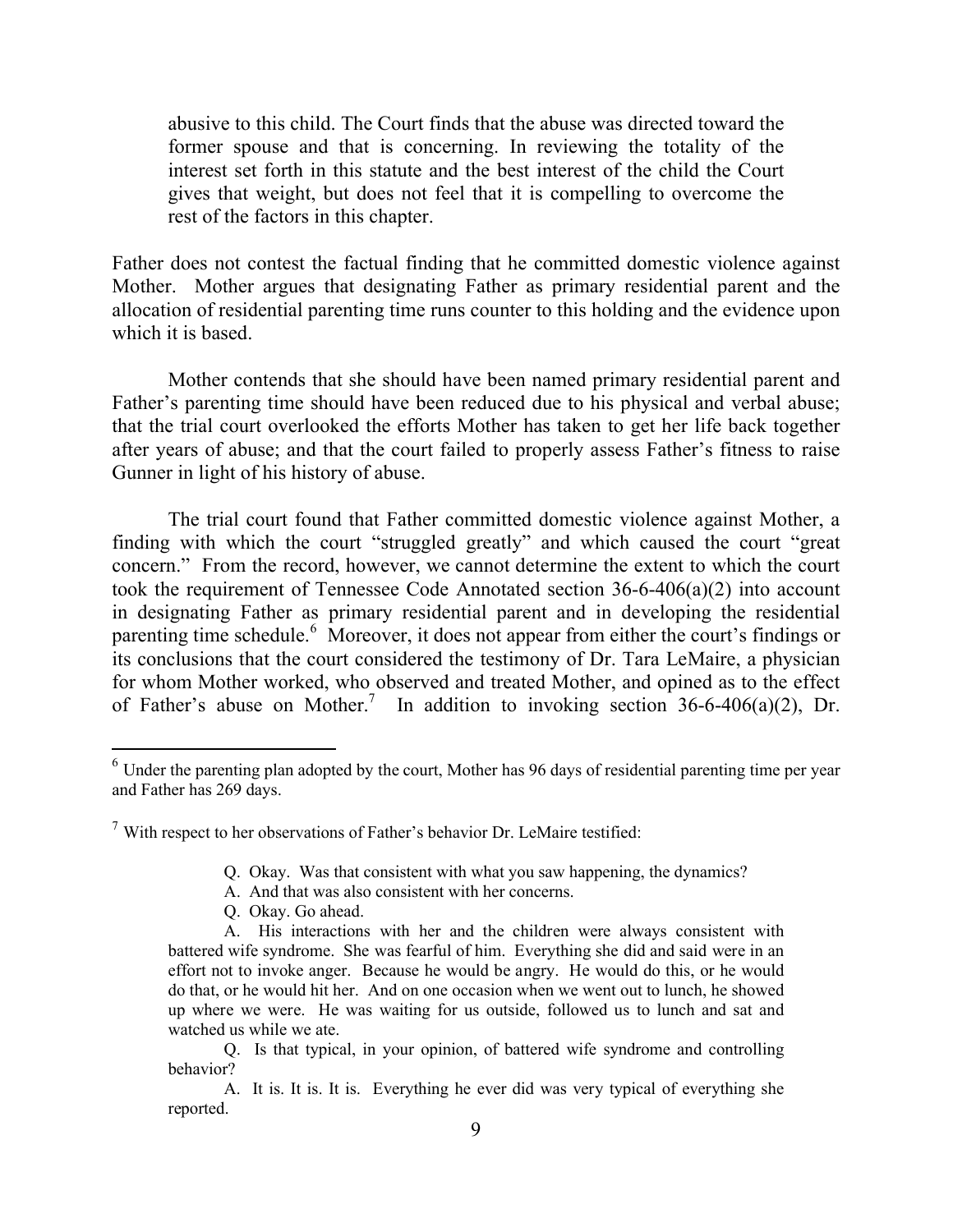> abusive to this child. The Court finds that the abuse was directed toward the former spouse and that is concerning. In reviewing the totality of the interest set forth in this statute and the best interest of the child the Court gives that weight, but does not feel that it is compelling to overcome the rest of the factors in this chapter.

Father does not contest the factual finding that he committed domestic violence against Mother. Mother argues that designating Father as primary residential parent and the allocation of residential parenting time runs counter to this holding and the evidence upon which it is based.

Mother contends that she should have been named primary residential parent and Father's parenting time should have been reduced due to his physical and verbal abuse; that the trial court overlooked the efforts Mother has taken to get her life back together after years of abuse; and that the court failed to properly assess Father's fitness to raise Gunner in light of his history of abuse.

The trial court found that Father committed domestic violence against Mother, a finding with which the court "struggled greatly" and which caused the court "great concern." From the record, however, we cannot determine the extent to which the court took the requirement of Tennessee Code Annotated section 36-6-406(a)(2) into account in designating Father as primary residential parent and in developing the residential parenting time schedule.[6] Moreover, it does not appear from either the court's findings or its conclusions that the court considered the testimony of Dr. Tara LeMaire, a physician for whom Mother worked, who observed and treated Mother, and opined as to the effect of Father's abuse on Mother.[7] In addition to invoking section 36-6-406(a)(2), Dr.

---

[6] Under the parenting plan adopted by the court, Mother has 96 days of residential parenting time per year and Father has 269 days.

[7] With respect to her observations of Father's behavior Dr. LeMaire testified:

> Q. Okay. Was that consistent with what you saw happening, the dynamics?
>
> A. And that was also consistent with her concerns.
>
> Q. Okay. Go ahead.
>
> A. His interactions with her and the children were always consistent with battered wife syndrome. She was fearful of him. Everything she did and said were in an effort not to invoke anger. Because he would be angry. He would do this, or he would do that, or he would hit her. And on one occasion when we went out to lunch, he showed up where we were. He was waiting for us outside, followed us to lunch and sat and watched us while we ate.
>
> Q. Is that typical, in your opinion, of battered wife syndrome and controlling behavior?
>
> A. It is. It is. It is. Everything he ever did was very typical of everything she reported.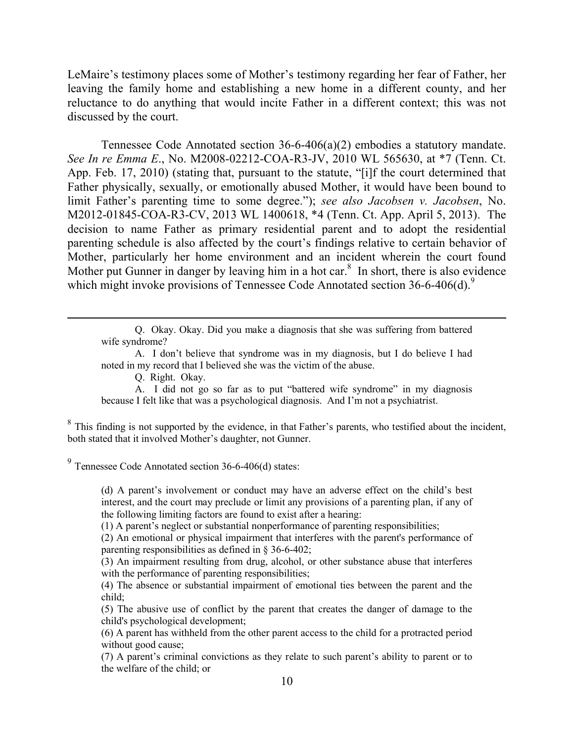LeMaire's testimony places some of Mother's testimony regarding her fear of Father, her leaving the family home and establishing a new home in a different county, and her reluctance to do anything that would incite Father in a different context; this was not discussed by the court.

Tennessee Code Annotated section 36-6-406(a)(2) embodies a statutory mandate. *See In re Emma E*., No. M2008-02212-COA-R3-JV, 2010 WL 565630, at *7 (Tenn. Ct. App. Feb. 17, 2010) (stating that, pursuant to the statute, "[i]f the court determined that Father physically, sexually, or emotionally abused Mother, it would have been bound to limit Father's parenting time to some degree."); *see also Jacobsen v. Jacobsen*, No. M2012-01845-COA-R3-CV, 2013 WL 1400618, *4 (Tenn. Ct. App. April 5, 2013). The decision to name Father as primary residential parent and to adopt the residential parenting schedule is also affected by the court's findings relative to certain behavior of Mother, particularly her home environment and an incident wherein the court found Mother put Gunner in danger by leaving him in a hot car.[8] In short, there is also evidence which might invoke provisions of Tennessee Code Annotated section 36-6-406(d).[9]

---

> Q. Okay. Okay. Did you make a diagnosis that she was suffering from battered wife syndrome?
>
> A. I don't believe that syndrome was in my diagnosis, but I do believe I had noted in my record that I believed she was the victim of the abuse.
>
> Q. Right. Okay.
>
> A. I did not go so far as to put "battered wife syndrome" in my diagnosis because I felt like that was a psychological diagnosis. And I'm not a psychiatrist.

[8] This finding is not supported by the evidence, in that Father's parents, who testified about the incident, both stated that it involved Mother's daughter, not Gunner.

[9] Tennessee Code Annotated section 36-6-406(d) states:

> (d) A parent's involvement or conduct may have an adverse effect on the child's best interest, and the court may preclude or limit any provisions of a parenting plan, if any of the following limiting factors are found to exist after a hearing:
>
> (1) A parent's neglect or substantial nonperformance of parenting responsibilities;
>
> (2) An emotional or physical impairment that interferes with the parent's performance of parenting responsibilities as defined in § 36-6-402;
>
> (3) An impairment resulting from drug, alcohol, or other substance abuse that interferes with the performance of parenting responsibilities;
>
> (4) The absence or substantial impairment of emotional ties between the parent and the child;
>
> (5) The abusive use of conflict by the parent that creates the danger of damage to the child's psychological development;
>
> (6) A parent has withheld from the other parent access to the child for a protracted period without good cause;
>
> (7) A parent's criminal convictions as they relate to such parent's ability to parent or to the welfare of the child; or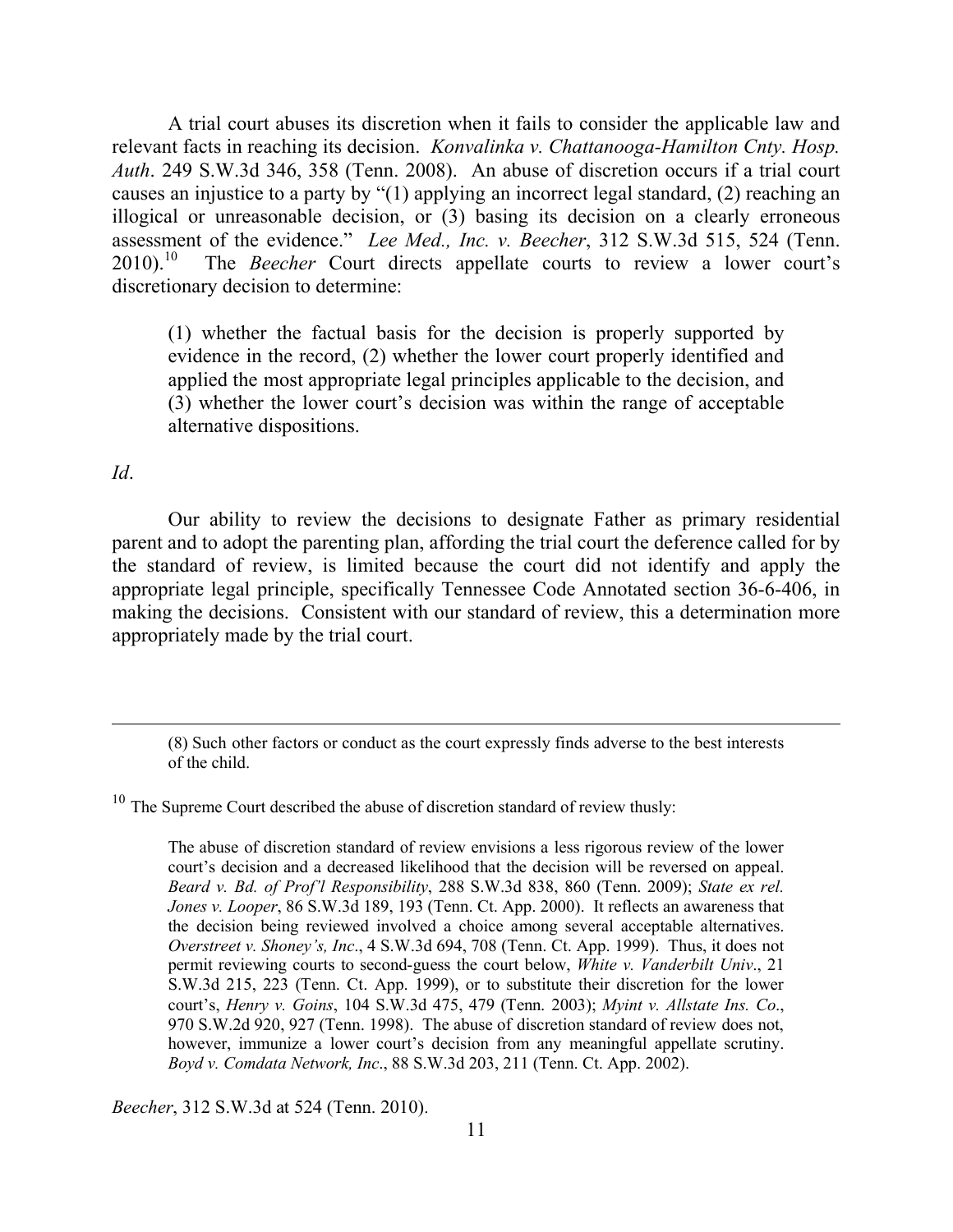A trial court abuses its discretion when it fails to consider the applicable law and relevant facts in reaching its decision. *Konvalinka v. Chattanooga-Hamilton Cnty. Hosp. Auth*. 249 S.W.3d 346, 358 (Tenn. 2008). An abuse of discretion occurs if a trial court causes an injustice to a party by "(1) applying an incorrect legal standard, (2) reaching an illogical or unreasonable decision, or (3) basing its decision on a clearly erroneous assessment of the evidence." *Lee Med., Inc. v. Beecher*, 312 S.W.3d 515, 524 (Tenn. 2010).[10] The *Beecher* Court directs appellate courts to review a lower court's discretionary decision to determine:

> (1) whether the factual basis for the decision is properly supported by evidence in the record, (2) whether the lower court properly identified and applied the most appropriate legal principles applicable to the decision, and (3) whether the lower court's decision was within the range of acceptable alternative dispositions.

*Id*.

Our ability to review the decisions to designate Father as primary residential parent and to adopt the parenting plan, affording the trial court the deference called for by the standard of review, is limited because the court did not identify and apply the appropriate legal principle, specifically Tennessee Code Annotated section 36-6-406, in making the decisions. Consistent with our standard of review, this a determination more appropriately made by the trial court.

---

> (8) Such other factors or conduct as the court expressly finds adverse to the best interests of the child.

[10] The Supreme Court described the abuse of discretion standard of review thusly:

> The abuse of discretion standard of review envisions a less rigorous review of the lower court's decision and a decreased likelihood that the decision will be reversed on appeal. *Beard v. Bd. of Prof'l Responsibility*, 288 S.W.3d 838, 860 (Tenn. 2009); *State ex rel. Jones v. Looper*, 86 S.W.3d 189, 193 (Tenn. Ct. App. 2000). It reflects an awareness that the decision being reviewed involved a choice among several acceptable alternatives. *Overstreet v. Shoney's, Inc*., 4 S.W.3d 694, 708 (Tenn. Ct. App. 1999). Thus, it does not permit reviewing courts to second-guess the court below, *White v. Vanderbilt Univ*., 21 S.W.3d 215, 223 (Tenn. Ct. App. 1999), or to substitute their discretion for the lower court's, *Henry v. Goins*, 104 S.W.3d 475, 479 (Tenn. 2003); *Myint v. Allstate Ins. Co*., 970 S.W.2d 920, 927 (Tenn. 1998). The abuse of discretion standard of review does not, however, immunize a lower court's decision from any meaningful appellate scrutiny. *Boyd v. Comdata Network, Inc*., 88 S.W.3d 203, 211 (Tenn. Ct. App. 2002).

*Beecher*, 312 S.W.3d at 524 (Tenn. 2010).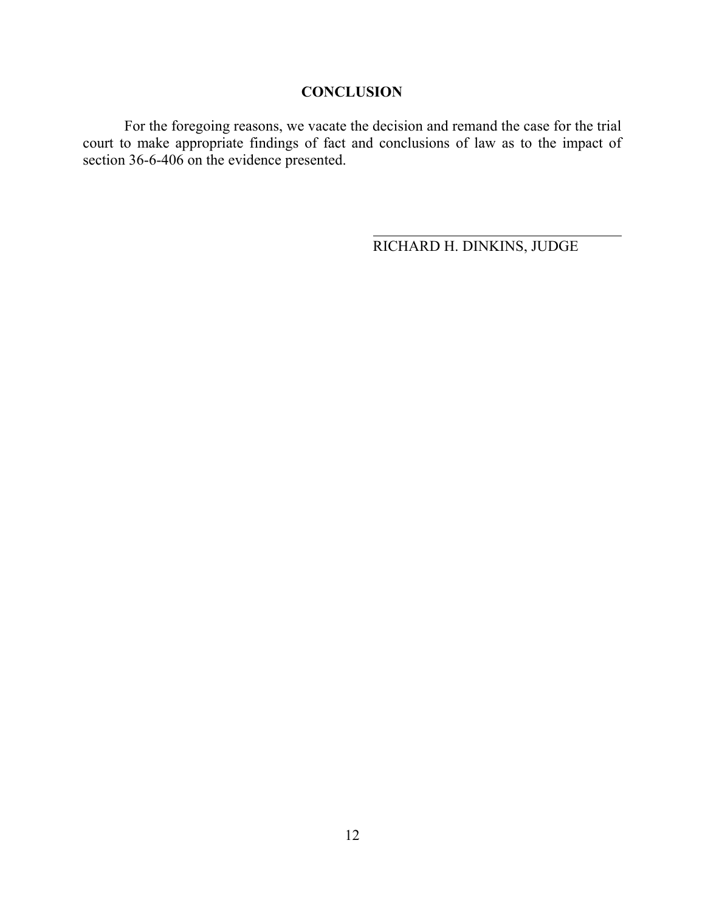## CONCLUSION

For the foregoing reasons, we vacate the decision and remand the case for the trial court to make appropriate findings of fact and conclusions of law as to the impact of section 36-6-406 on the evidence presented.

RICHARD H. DINKINS, JUDGE